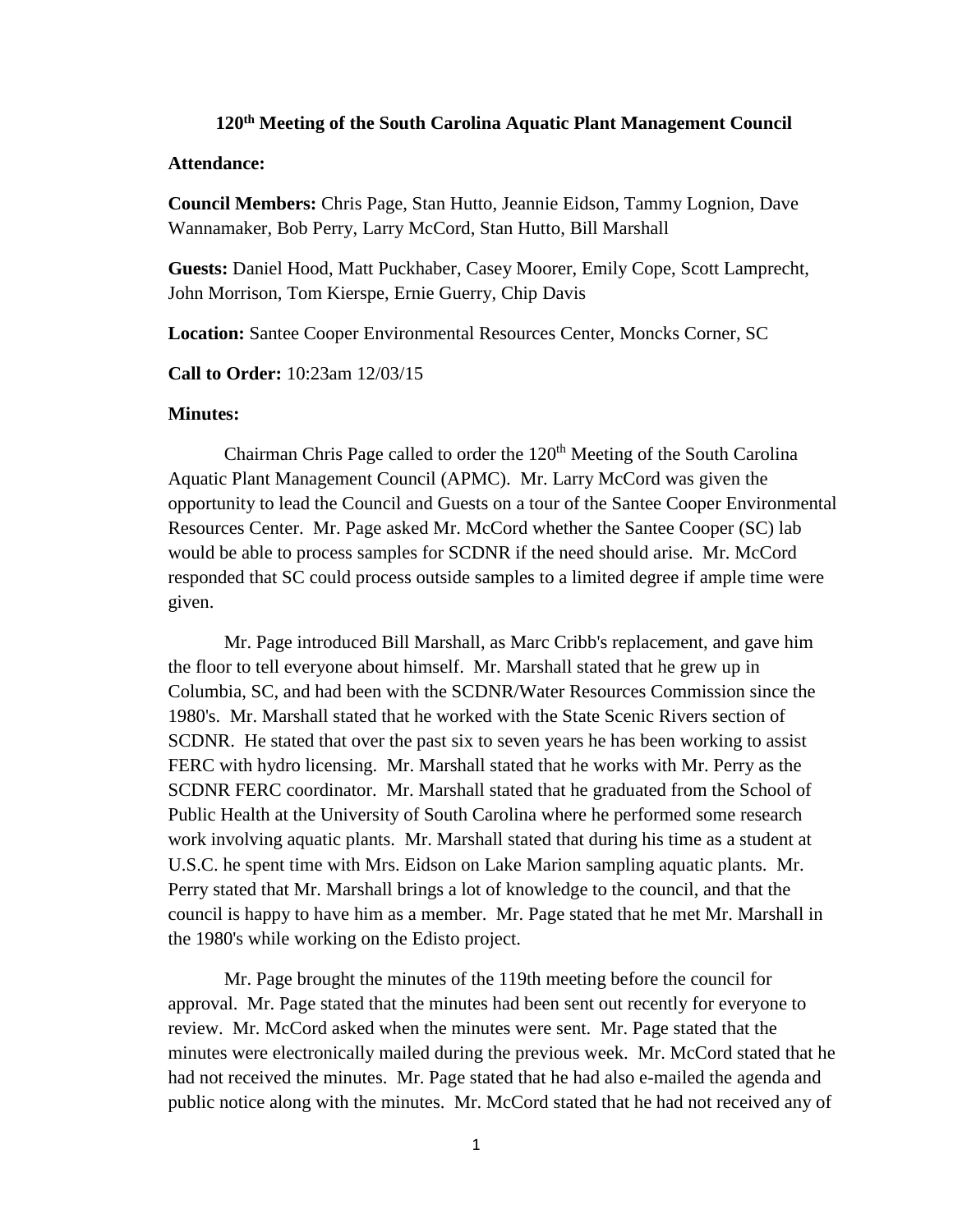# 120th Meeting of the South Carolina Aquatic Plant Management Council

**Attendance:**

**Council Members:** Chris Page, Stan Hutto, Jeannie Eidson, Tammy Lognion, Dave Wannamaker, Bob Perry, Larry McCord, Stan Hutto, Bill Marshall

**Guests:** Daniel Hood, Matt Puckhaber, Casey Moorer, Emily Cope, Scott Lamprecht, John Morrison, Tom Kierspe, Ernie Guerry, Chip Davis

**Location:** Santee Cooper Environmental Resources Center, Moncks Corner, SC

**Call to Order:** 10:23am 12/03/15

**Minutes:**

Chairman Chris Page called to order the 120th Meeting of the South Carolina Aquatic Plant Management Council (APMC). Mr. Larry McCord was given the opportunity to lead the Council and Guests on a tour of the Santee Cooper Environmental Resources Center. Mr. Page asked Mr. McCord whether the Santee Cooper (SC) lab would be able to process samples for SCDNR if the need should arise. Mr. McCord responded that SC could process outside samples to a limited degree if ample time were given.

Mr. Page introduced Bill Marshall, as Marc Cribb's replacement, and gave him the floor to tell everyone about himself. Mr. Marshall stated that he grew up in Columbia, SC, and had been with the SCDNR/Water Resources Commission since the 1980's. Mr. Marshall stated that he worked with the State Scenic Rivers section of SCDNR. He stated that over the past six to seven years he has been working to assist FERC with hydro licensing. Mr. Marshall stated that he works with Mr. Perry as the SCDNR FERC coordinator. Mr. Marshall stated that he graduated from the School of Public Health at the University of South Carolina where he performed some research work involving aquatic plants. Mr. Marshall stated that during his time as a student at U.S.C. he spent time with Mrs. Eidson on Lake Marion sampling aquatic plants. Mr. Perry stated that Mr. Marshall brings a lot of knowledge to the council, and that the council is happy to have him as a member. Mr. Page stated that he met Mr. Marshall in the 1980's while working on the Edisto project.

Mr. Page brought the minutes of the 119th meeting before the council for approval. Mr. Page stated that the minutes had been sent out recently for everyone to review. Mr. McCord asked when the minutes were sent. Mr. Page stated that the minutes were electronically mailed during the previous week. Mr. McCord stated that he had not received the minutes. Mr. Page stated that he had also e-mailed the agenda and public notice along with the minutes. Mr. McCord stated that he had not received any of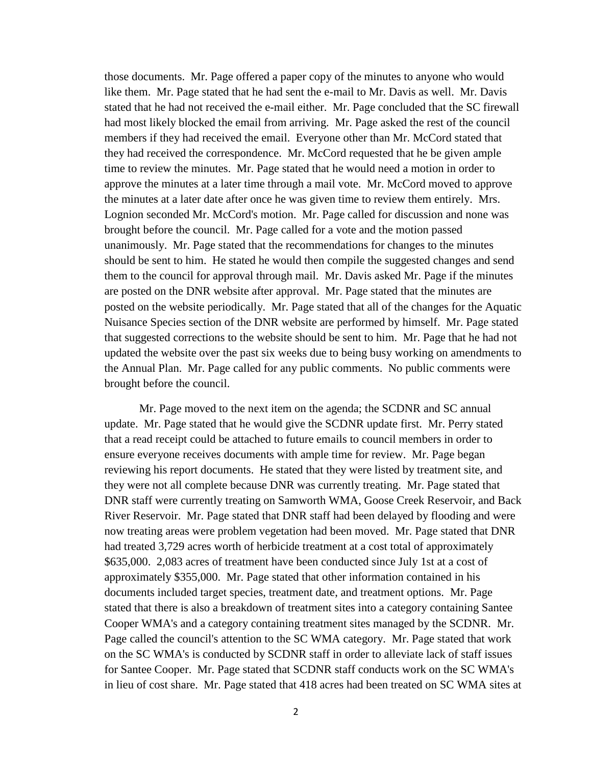those documents. Mr. Page offered a paper copy of the minutes to anyone who would like them. Mr. Page stated that he had sent the e-mail to Mr. Davis as well. Mr. Davis stated that he had not received the e-mail either. Mr. Page concluded that the SC firewall had most likely blocked the email from arriving. Mr. Page asked the rest of the council members if they had received the email. Everyone other than Mr. McCord stated that they had received the correspondence. Mr. McCord requested that he be given ample time to review the minutes. Mr. Page stated that he would need a motion in order to approve the minutes at a later time through a mail vote. Mr. McCord moved to approve the minutes at a later date after once he was given time to review them entirely. Mrs. Lognion seconded Mr. McCord's motion. Mr. Page called for discussion and none was brought before the council. Mr. Page called for a vote and the motion passed unanimously. Mr. Page stated that the recommendations for changes to the minutes should be sent to him. He stated he would then compile the suggested changes and send them to the council for approval through mail. Mr. Davis asked Mr. Page if the minutes are posted on the DNR website after approval. Mr. Page stated that the minutes are posted on the website periodically. Mr. Page stated that all of the changes for the Aquatic Nuisance Species section of the DNR website are performed by himself. Mr. Page stated that suggested corrections to the website should be sent to him. Mr. Page that he had not updated the website over the past six weeks due to being busy working on amendments to the Annual Plan. Mr. Page called for any public comments. No public comments were brought before the council.

Mr. Page moved to the next item on the agenda; the SCDNR and SC annual update. Mr. Page stated that he would give the SCDNR update first. Mr. Perry stated that a read receipt could be attached to future emails to council members in order to ensure everyone receives documents with ample time for review. Mr. Page began reviewing his report documents. He stated that they were listed by treatment site, and they were not all complete because DNR was currently treating. Mr. Page stated that DNR staff were currently treating on Samworth WMA, Goose Creek Reservoir, and Back River Reservoir. Mr. Page stated that DNR staff had been delayed by flooding and were now treating areas were problem vegetation had been moved. Mr. Page stated that DNR had treated 3,729 acres worth of herbicide treatment at a cost total of approximately $635,000. 2,083 acres of treatment have been conducted since July 1st at a cost of approximately $355,000. Mr. Page stated that other information contained in his documents included target species, treatment date, and treatment options. Mr. Page stated that there is also a breakdown of treatment sites into a category containing Santee Cooper WMA's and a category containing treatment sites managed by the SCDNR. Mr. Page called the council's attention to the SC WMA category. Mr. Page stated that work on the SC WMA's is conducted by SCDNR staff in order to alleviate lack of staff issues for Santee Cooper. Mr. Page stated that SCDNR staff conducts work on the SC WMA's in lieu of cost share. Mr. Page stated that 418 acres had been treated on SC WMA sites at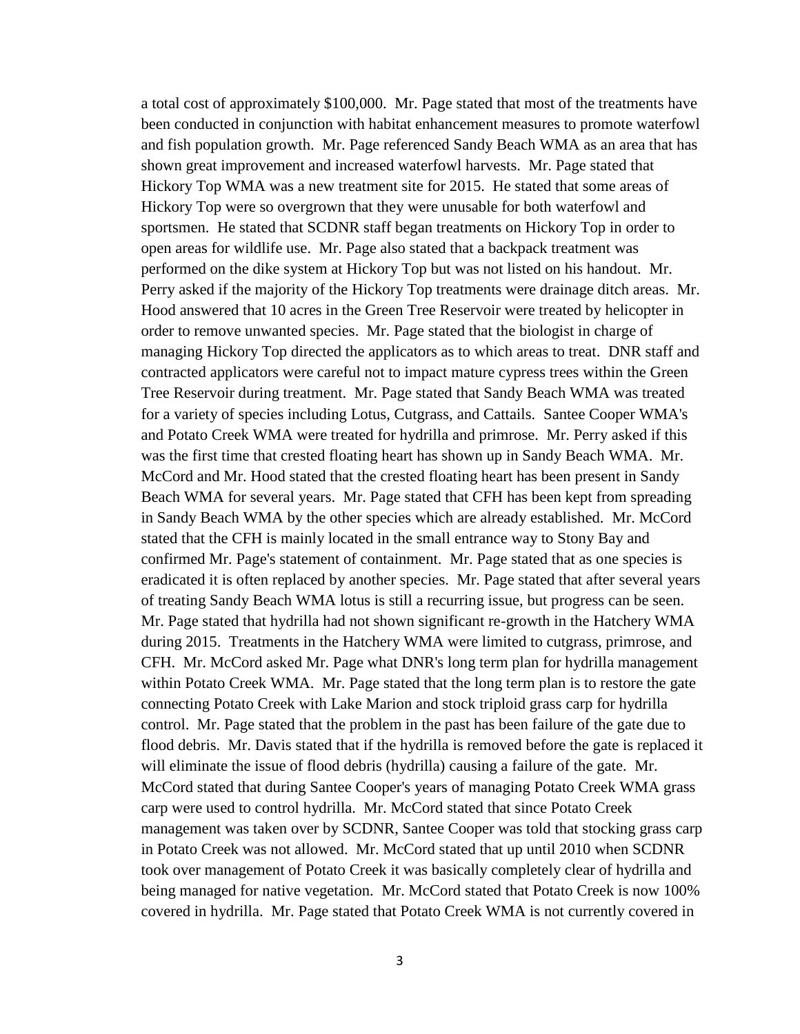a total cost of approximately $100,000. Mr. Page stated that most of the treatments have been conducted in conjunction with habitat enhancement measures to promote waterfowl and fish population growth. Mr. Page referenced Sandy Beach WMA as an area that has shown great improvement and increased waterfowl harvests. Mr. Page stated that Hickory Top WMA was a new treatment site for 2015. He stated that some areas of Hickory Top were so overgrown that they were unusable for both waterfowl and sportsmen. He stated that SCDNR staff began treatments on Hickory Top in order to open areas for wildlife use. Mr. Page also stated that a backpack treatment was performed on the dike system at Hickory Top but was not listed on his handout. Mr. Perry asked if the majority of the Hickory Top treatments were drainage ditch areas. Mr. Hood answered that 10 acres in the Green Tree Reservoir were treated by helicopter in order to remove unwanted species. Mr. Page stated that the biologist in charge of managing Hickory Top directed the applicators as to which areas to treat. DNR staff and contracted applicators were careful not to impact mature cypress trees within the Green Tree Reservoir during treatment. Mr. Page stated that Sandy Beach WMA was treated for a variety of species including Lotus, Cutgrass, and Cattails. Santee Cooper WMA's and Potato Creek WMA were treated for hydrilla and primrose. Mr. Perry asked if this was the first time that crested floating heart has shown up in Sandy Beach WMA. Mr. McCord and Mr. Hood stated that the crested floating heart has been present in Sandy Beach WMA for several years. Mr. Page stated that CFH has been kept from spreading in Sandy Beach WMA by the other species which are already established. Mr. McCord stated that the CFH is mainly located in the small entrance way to Stony Bay and confirmed Mr. Page's statement of containment. Mr. Page stated that as one species is eradicated it is often replaced by another species. Mr. Page stated that after several years of treating Sandy Beach WMA lotus is still a recurring issue, but progress can be seen. Mr. Page stated that hydrilla had not shown significant re-growth in the Hatchery WMA during 2015. Treatments in the Hatchery WMA were limited to cutgrass, primrose, and CFH. Mr. McCord asked Mr. Page what DNR's long term plan for hydrilla management within Potato Creek WMA. Mr. Page stated that the long term plan is to restore the gate connecting Potato Creek with Lake Marion and stock triploid grass carp for hydrilla control. Mr. Page stated that the problem in the past has been failure of the gate due to flood debris. Mr. Davis stated that if the hydrilla is removed before the gate is replaced it will eliminate the issue of flood debris (hydrilla) causing a failure of the gate. Mr. McCord stated that during Santee Cooper's years of managing Potato Creek WMA grass carp were used to control hydrilla. Mr. McCord stated that since Potato Creek management was taken over by SCDNR, Santee Cooper was told that stocking grass carp in Potato Creek was not allowed. Mr. McCord stated that up until 2010 when SCDNR took over management of Potato Creek it was basically completely clear of hydrilla and being managed for native vegetation. Mr. McCord stated that Potato Creek is now 100% covered in hydrilla. Mr. Page stated that Potato Creek WMA is not currently covered in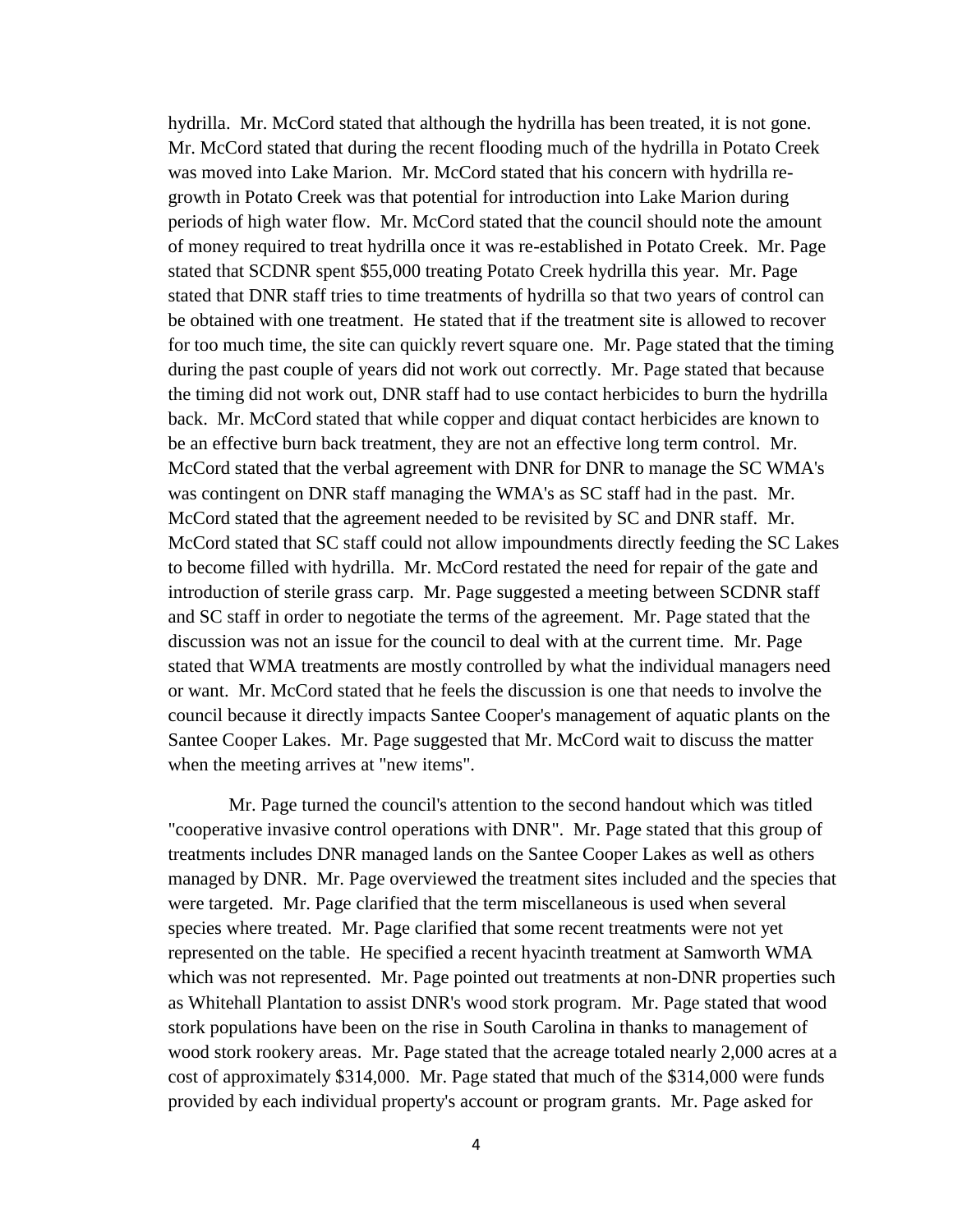hydrilla. Mr. McCord stated that although the hydrilla has been treated, it is not gone. Mr. McCord stated that during the recent flooding much of the hydrilla in Potato Creek was moved into Lake Marion. Mr. McCord stated that his concern with hydrilla re-growth in Potato Creek was that potential for introduction into Lake Marion during periods of high water flow. Mr. McCord stated that the council should note the amount of money required to treat hydrilla once it was re-established in Potato Creek. Mr. Page stated that SCDNR spent $55,000 treating Potato Creek hydrilla this year. Mr. Page stated that DNR staff tries to time treatments of hydrilla so that two years of control can be obtained with one treatment. He stated that if the treatment site is allowed to recover for too much time, the site can quickly revert square one. Mr. Page stated that the timing during the past couple of years did not work out correctly. Mr. Page stated that because the timing did not work out, DNR staff had to use contact herbicides to burn the hydrilla back. Mr. McCord stated that while copper and diquat contact herbicides are known to be an effective burn back treatment, they are not an effective long term control. Mr. McCord stated that the verbal agreement with DNR for DNR to manage the SC WMA's was contingent on DNR staff managing the WMA's as SC staff had in the past. Mr. McCord stated that the agreement needed to be revisited by SC and DNR staff. Mr. McCord stated that SC staff could not allow impoundments directly feeding the SC Lakes to become filled with hydrilla. Mr. McCord restated the need for repair of the gate and introduction of sterile grass carp. Mr. Page suggested a meeting between SCDNR staff and SC staff in order to negotiate the terms of the agreement. Mr. Page stated that the discussion was not an issue for the council to deal with at the current time. Mr. Page stated that WMA treatments are mostly controlled by what the individual managers need or want. Mr. McCord stated that he feels the discussion is one that needs to involve the council because it directly impacts Santee Cooper's management of aquatic plants on the Santee Cooper Lakes. Mr. Page suggested that Mr. McCord wait to discuss the matter when the meeting arrives at "new items".

Mr. Page turned the council's attention to the second handout which was titled "cooperative invasive control operations with DNR". Mr. Page stated that this group of treatments includes DNR managed lands on the Santee Cooper Lakes as well as others managed by DNR. Mr. Page overviewed the treatment sites included and the species that were targeted. Mr. Page clarified that the term miscellaneous is used when several species where treated. Mr. Page clarified that some recent treatments were not yet represented on the table. He specified a recent hyacinth treatment at Samworth WMA which was not represented. Mr. Page pointed out treatments at non-DNR properties such as Whitehall Plantation to assist DNR's wood stork program. Mr. Page stated that wood stork populations have been on the rise in South Carolina in thanks to management of wood stork rookery areas. Mr. Page stated that the acreage totaled nearly 2,000 acres at a cost of approximately $314,000. Mr. Page stated that much of the $314,000 were funds provided by each individual property's account or program grants. Mr. Page asked for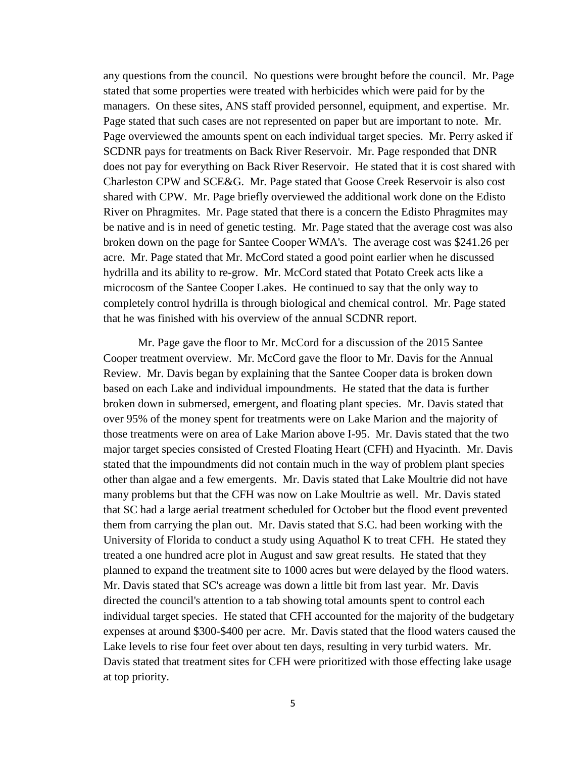any questions from the council. No questions were brought before the council. Mr. Page stated that some properties were treated with herbicides which were paid for by the managers. On these sites, ANS staff provided personnel, equipment, and expertise. Mr. Page stated that such cases are not represented on paper but are important to note. Mr. Page overviewed the amounts spent on each individual target species. Mr. Perry asked if SCDNR pays for treatments on Back River Reservoir. Mr. Page responded that DNR does not pay for everything on Back River Reservoir. He stated that it is cost shared with Charleston CPW and SCE&G. Mr. Page stated that Goose Creek Reservoir is also cost shared with CPW. Mr. Page briefly overviewed the additional work done on the Edisto River on Phragmites. Mr. Page stated that there is a concern the Edisto Phragmites may be native and is in need of genetic testing. Mr. Page stated that the average cost was also broken down on the page for Santee Cooper WMA's. The average cost was $241.26 per acre. Mr. Page stated that Mr. McCord stated a good point earlier when he discussed hydrilla and its ability to re-grow. Mr. McCord stated that Potato Creek acts like a microcosm of the Santee Cooper Lakes. He continued to say that the only way to completely control hydrilla is through biological and chemical control. Mr. Page stated that he was finished with his overview of the annual SCDNR report.

Mr. Page gave the floor to Mr. McCord for a discussion of the 2015 Santee Cooper treatment overview. Mr. McCord gave the floor to Mr. Davis for the Annual Review. Mr. Davis began by explaining that the Santee Cooper data is broken down based on each Lake and individual impoundments. He stated that the data is further broken down in submersed, emergent, and floating plant species. Mr. Davis stated that over 95% of the money spent for treatments were on Lake Marion and the majority of those treatments were on area of Lake Marion above I-95. Mr. Davis stated that the two major target species consisted of Crested Floating Heart (CFH) and Hyacinth. Mr. Davis stated that the impoundments did not contain much in the way of problem plant species other than algae and a few emergents. Mr. Davis stated that Lake Moultrie did not have many problems but that the CFH was now on Lake Moultrie as well. Mr. Davis stated that SC had a large aerial treatment scheduled for October but the flood event prevented them from carrying the plan out. Mr. Davis stated that S.C. had been working with the University of Florida to conduct a study using Aquathol K to treat CFH. He stated they treated a one hundred acre plot in August and saw great results. He stated that they planned to expand the treatment site to 1000 acres but were delayed by the flood waters. Mr. Davis stated that SC's acreage was down a little bit from last year. Mr. Davis directed the council's attention to a tab showing total amounts spent to control each individual target species. He stated that CFH accounted for the majority of the budgetary expenses at around $300-$400 per acre. Mr. Davis stated that the flood waters caused the Lake levels to rise four feet over about ten days, resulting in very turbid waters. Mr. Davis stated that treatment sites for CFH were prioritized with those effecting lake usage at top priority.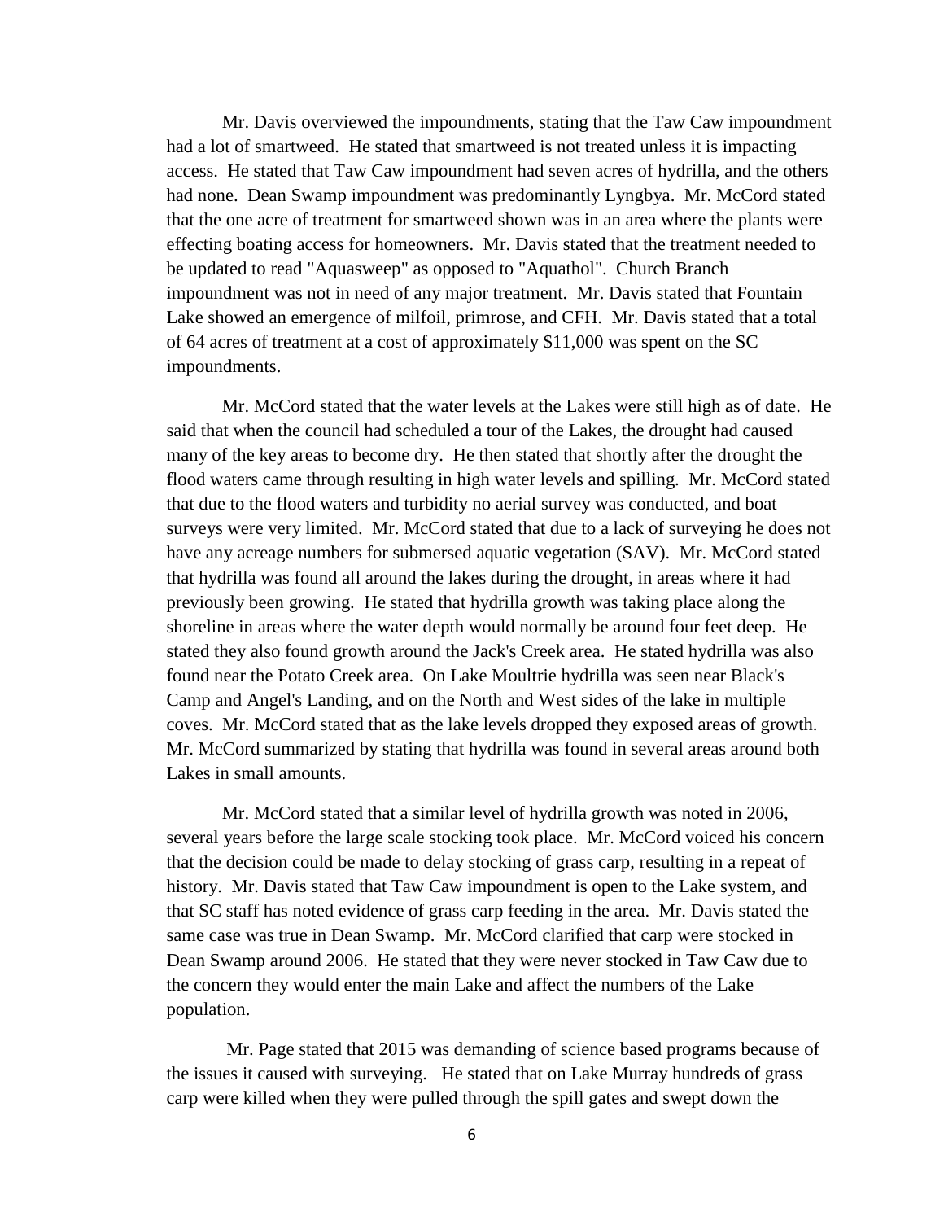Mr. Davis overviewed the impoundments, stating that the Taw Caw impoundment had a lot of smartweed. He stated that smartweed is not treated unless it is impacting access. He stated that Taw Caw impoundment had seven acres of hydrilla, and the others had none. Dean Swamp impoundment was predominantly Lyngbya. Mr. McCord stated that the one acre of treatment for smartweed shown was in an area where the plants were effecting boating access for homeowners. Mr. Davis stated that the treatment needed to be updated to read "Aquasweep" as opposed to "Aquathol". Church Branch impoundment was not in need of any major treatment. Mr. Davis stated that Fountain Lake showed an emergence of milfoil, primrose, and CFH. Mr. Davis stated that a total of 64 acres of treatment at a cost of approximately $11,000 was spent on the SC impoundments.

Mr. McCord stated that the water levels at the Lakes were still high as of date. He said that when the council had scheduled a tour of the Lakes, the drought had caused many of the key areas to become dry. He then stated that shortly after the drought the flood waters came through resulting in high water levels and spilling. Mr. McCord stated that due to the flood waters and turbidity no aerial survey was conducted, and boat surveys were very limited. Mr. McCord stated that due to a lack of surveying he does not have any acreage numbers for submersed aquatic vegetation (SAV). Mr. McCord stated that hydrilla was found all around the lakes during the drought, in areas where it had previously been growing. He stated that hydrilla growth was taking place along the shoreline in areas where the water depth would normally be around four feet deep. He stated they also found growth around the Jack's Creek area. He stated hydrilla was also found near the Potato Creek area. On Lake Moultrie hydrilla was seen near Black's Camp and Angel's Landing, and on the North and West sides of the lake in multiple coves. Mr. McCord stated that as the lake levels dropped they exposed areas of growth. Mr. McCord summarized by stating that hydrilla was found in several areas around both Lakes in small amounts.

Mr. McCord stated that a similar level of hydrilla growth was noted in 2006, several years before the large scale stocking took place. Mr. McCord voiced his concern that the decision could be made to delay stocking of grass carp, resulting in a repeat of history. Mr. Davis stated that Taw Caw impoundment is open to the Lake system, and that SC staff has noted evidence of grass carp feeding in the area. Mr. Davis stated the same case was true in Dean Swamp. Mr. McCord clarified that carp were stocked in Dean Swamp around 2006. He stated that they were never stocked in Taw Caw due to the concern they would enter the main Lake and affect the numbers of the Lake population.

Mr. Page stated that 2015 was demanding of science based programs because of the issues it caused with surveying. He stated that on Lake Murray hundreds of grass carp were killed when they were pulled through the spill gates and swept down the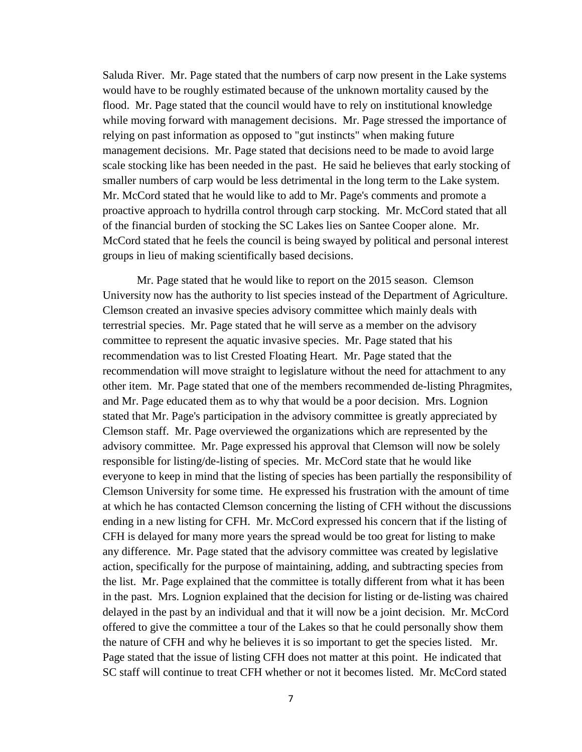Saluda River. Mr. Page stated that the numbers of carp now present in the Lake systems would have to be roughly estimated because of the unknown mortality caused by the flood. Mr. Page stated that the council would have to rely on institutional knowledge while moving forward with management decisions. Mr. Page stressed the importance of relying on past information as opposed to "gut instincts" when making future management decisions. Mr. Page stated that decisions need to be made to avoid large scale stocking like has been needed in the past. He said he believes that early stocking of smaller numbers of carp would be less detrimental in the long term to the Lake system. Mr. McCord stated that he would like to add to Mr. Page's comments and promote a proactive approach to hydrilla control through carp stocking. Mr. McCord stated that all of the financial burden of stocking the SC Lakes lies on Santee Cooper alone. Mr. McCord stated that he feels the council is being swayed by political and personal interest groups in lieu of making scientifically based decisions.

Mr. Page stated that he would like to report on the 2015 season. Clemson University now has the authority to list species instead of the Department of Agriculture. Clemson created an invasive species advisory committee which mainly deals with terrestrial species. Mr. Page stated that he will serve as a member on the advisory committee to represent the aquatic invasive species. Mr. Page stated that his recommendation was to list Crested Floating Heart. Mr. Page stated that the recommendation will move straight to legislature without the need for attachment to any other item. Mr. Page stated that one of the members recommended de-listing Phragmites, and Mr. Page educated them as to why that would be a poor decision. Mrs. Lognion stated that Mr. Page's participation in the advisory committee is greatly appreciated by Clemson staff. Mr. Page overviewed the organizations which are represented by the advisory committee. Mr. Page expressed his approval that Clemson will now be solely responsible for listing/de-listing of species. Mr. McCord state that he would like everyone to keep in mind that the listing of species has been partially the responsibility of Clemson University for some time. He expressed his frustration with the amount of time at which he has contacted Clemson concerning the listing of CFH without the discussions ending in a new listing for CFH. Mr. McCord expressed his concern that if the listing of CFH is delayed for many more years the spread would be too great for listing to make any difference. Mr. Page stated that the advisory committee was created by legislative action, specifically for the purpose of maintaining, adding, and subtracting species from the list. Mr. Page explained that the committee is totally different from what it has been in the past. Mrs. Lognion explained that the decision for listing or de-listing was chaired delayed in the past by an individual and that it will now be a joint decision. Mr. McCord offered to give the committee a tour of the Lakes so that he could personally show them the nature of CFH and why he believes it is so important to get the species listed. Mr. Page stated that the issue of listing CFH does not matter at this point. He indicated that SC staff will continue to treat CFH whether or not it becomes listed. Mr. McCord stated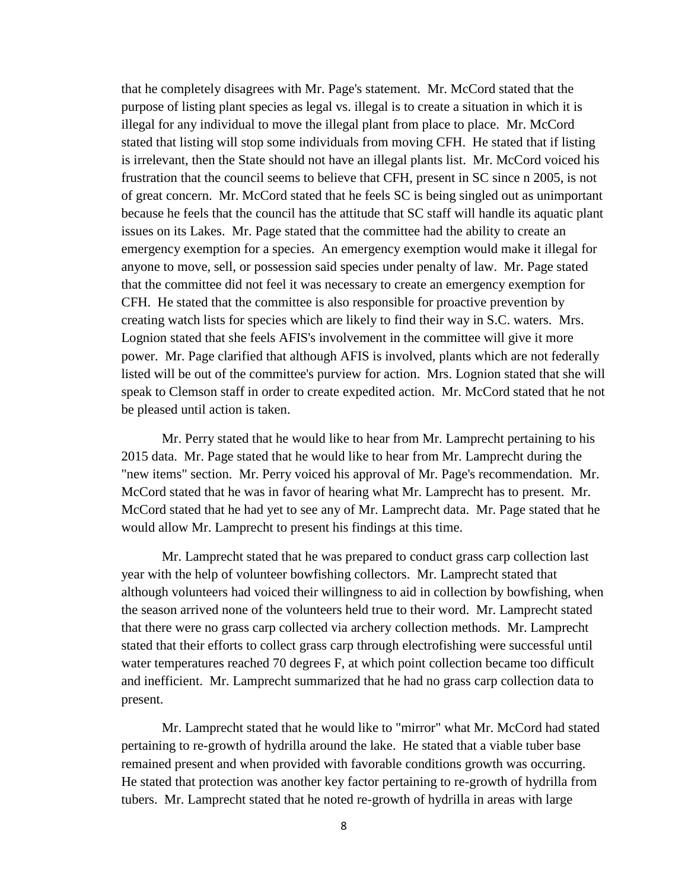that he completely disagrees with Mr. Page's statement. Mr. McCord stated that the purpose of listing plant species as legal vs. illegal is to create a situation in which it is illegal for any individual to move the illegal plant from place to place. Mr. McCord stated that listing will stop some individuals from moving CFH. He stated that if listing is irrelevant, then the State should not have an illegal plants list. Mr. McCord voiced his frustration that the council seems to believe that CFH, present in SC since n 2005, is not of great concern. Mr. McCord stated that he feels SC is being singled out as unimportant because he feels that the council has the attitude that SC staff will handle its aquatic plant issues on its Lakes. Mr. Page stated that the committee had the ability to create an emergency exemption for a species. An emergency exemption would make it illegal for anyone to move, sell, or possession said species under penalty of law. Mr. Page stated that the committee did not feel it was necessary to create an emergency exemption for CFH. He stated that the committee is also responsible for proactive prevention by creating watch lists for species which are likely to find their way in S.C. waters. Mrs. Lognion stated that she feels AFIS's involvement in the committee will give it more power. Mr. Page clarified that although AFIS is involved, plants which are not federally listed will be out of the committee's purview for action. Mrs. Lognion stated that she will speak to Clemson staff in order to create expedited action. Mr. McCord stated that he not be pleased until action is taken.

Mr. Perry stated that he would like to hear from Mr. Lamprecht pertaining to his 2015 data. Mr. Page stated that he would like to hear from Mr. Lamprecht during the "new items" section. Mr. Perry voiced his approval of Mr. Page's recommendation. Mr. McCord stated that he was in favor of hearing what Mr. Lamprecht has to present. Mr. McCord stated that he had yet to see any of Mr. Lamprecht data. Mr. Page stated that he would allow Mr. Lamprecht to present his findings at this time.

Mr. Lamprecht stated that he was prepared to conduct grass carp collection last year with the help of volunteer bowfishing collectors. Mr. Lamprecht stated that although volunteers had voiced their willingness to aid in collection by bowfishing, when the season arrived none of the volunteers held true to their word. Mr. Lamprecht stated that there were no grass carp collected via archery collection methods. Mr. Lamprecht stated that their efforts to collect grass carp through electrofishing were successful until water temperatures reached 70 degrees F, at which point collection became too difficult and inefficient. Mr. Lamprecht summarized that he had no grass carp collection data to present.

Mr. Lamprecht stated that he would like to "mirror" what Mr. McCord had stated pertaining to re-growth of hydrilla around the lake. He stated that a viable tuber base remained present and when provided with favorable conditions growth was occurring. He stated that protection was another key factor pertaining to re-growth of hydrilla from tubers. Mr. Lamprecht stated that he noted re-growth of hydrilla in areas with large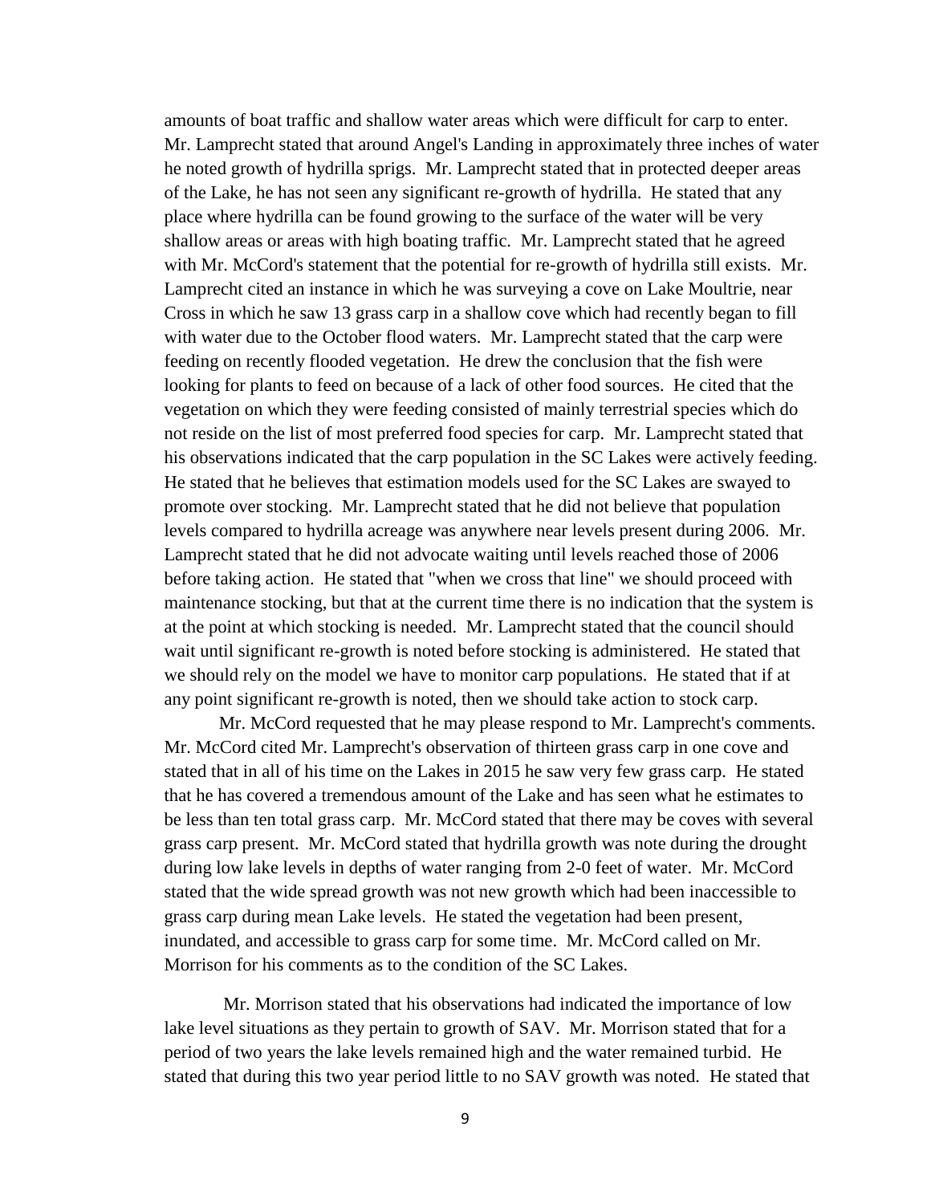amounts of boat traffic and shallow water areas which were difficult for carp to enter. Mr. Lamprecht stated that around Angel's Landing in approximately three inches of water he noted growth of hydrilla sprigs. Mr. Lamprecht stated that in protected deeper areas of the Lake, he has not seen any significant re-growth of hydrilla. He stated that any place where hydrilla can be found growing to the surface of the water will be very shallow areas or areas with high boating traffic. Mr. Lamprecht stated that he agreed with Mr. McCord's statement that the potential for re-growth of hydrilla still exists. Mr. Lamprecht cited an instance in which he was surveying a cove on Lake Moultrie, near Cross in which he saw 13 grass carp in a shallow cove which had recently began to fill with water due to the October flood waters. Mr. Lamprecht stated that the carp were feeding on recently flooded vegetation. He drew the conclusion that the fish were looking for plants to feed on because of a lack of other food sources. He cited that the vegetation on which they were feeding consisted of mainly terrestrial species which do not reside on the list of most preferred food species for carp. Mr. Lamprecht stated that his observations indicated that the carp population in the SC Lakes were actively feeding. He stated that he believes that estimation models used for the SC Lakes are swayed to promote over stocking. Mr. Lamprecht stated that he did not believe that population levels compared to hydrilla acreage was anywhere near levels present during 2006. Mr. Lamprecht stated that he did not advocate waiting until levels reached those of 2006 before taking action. He stated that "when we cross that line" we should proceed with maintenance stocking, but that at the current time there is no indication that the system is at the point at which stocking is needed. Mr. Lamprecht stated that the council should wait until significant re-growth is noted before stocking is administered. He stated that we should rely on the model we have to monitor carp populations. He stated that if at any point significant re-growth is noted, then we should take action to stock carp.

Mr. McCord requested that he may please respond to Mr. Lamprecht's comments. Mr. McCord cited Mr. Lamprecht's observation of thirteen grass carp in one cove and stated that in all of his time on the Lakes in 2015 he saw very few grass carp. He stated that he has covered a tremendous amount of the Lake and has seen what he estimates to be less than ten total grass carp. Mr. McCord stated that there may be coves with several grass carp present. Mr. McCord stated that hydrilla growth was note during the drought during low lake levels in depths of water ranging from 2-0 feet of water. Mr. McCord stated that the wide spread growth was not new growth which had been inaccessible to grass carp during mean Lake levels. He stated the vegetation had been present, inundated, and accessible to grass carp for some time. Mr. McCord called on Mr. Morrison for his comments as to the condition of the SC Lakes.

Mr. Morrison stated that his observations had indicated the importance of low lake level situations as they pertain to growth of SAV. Mr. Morrison stated that for a period of two years the lake levels remained high and the water remained turbid. He stated that during this two year period little to no SAV growth was noted. He stated that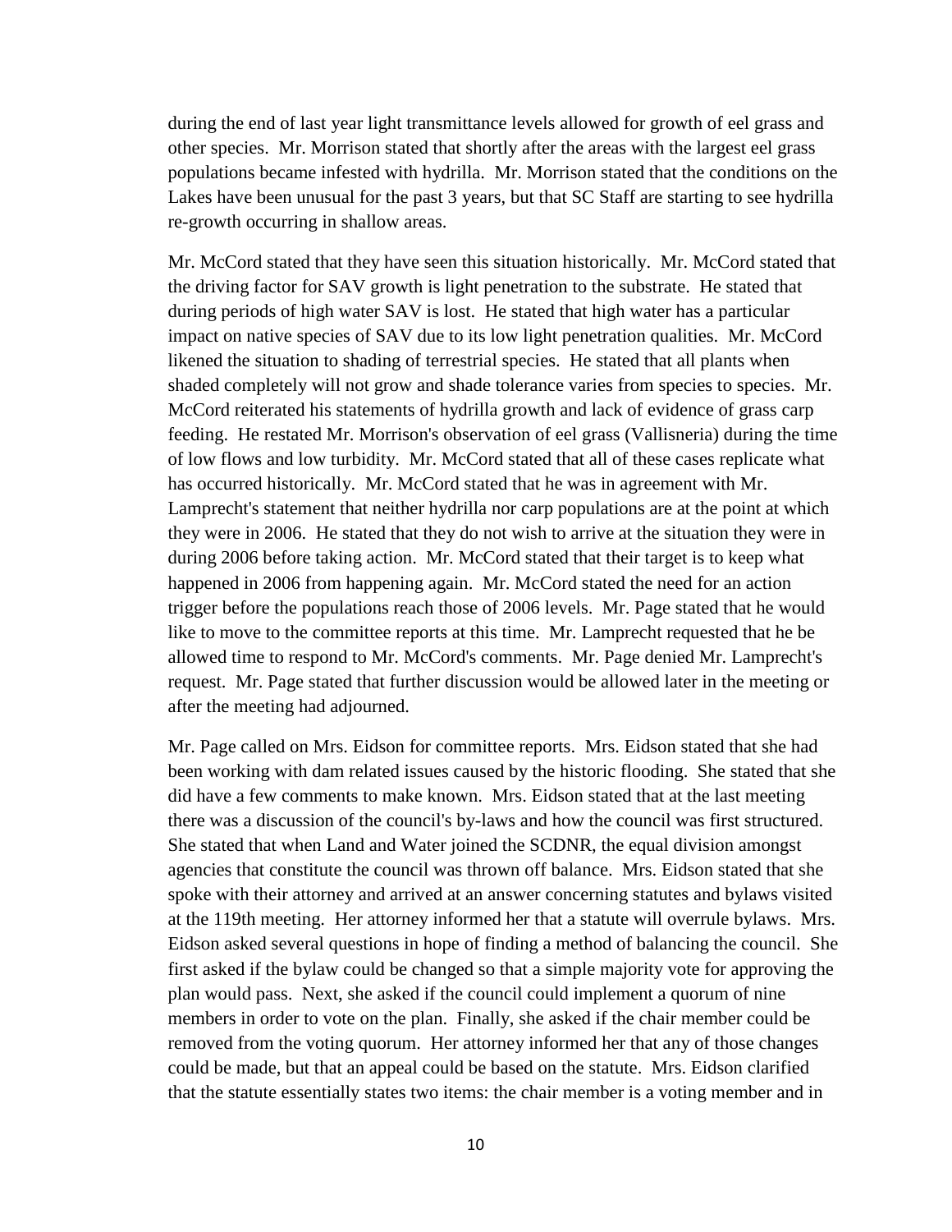during the end of last year light transmittance levels allowed for growth of eel grass and other species. Mr. Morrison stated that shortly after the areas with the largest eel grass populations became infested with hydrilla. Mr. Morrison stated that the conditions on the Lakes have been unusual for the past 3 years, but that SC Staff are starting to see hydrilla re-growth occurring in shallow areas.

Mr. McCord stated that they have seen this situation historically. Mr. McCord stated that the driving factor for SAV growth is light penetration to the substrate. He stated that during periods of high water SAV is lost. He stated that high water has a particular impact on native species of SAV due to its low light penetration qualities. Mr. McCord likened the situation to shading of terrestrial species. He stated that all plants when shaded completely will not grow and shade tolerance varies from species to species. Mr. McCord reiterated his statements of hydrilla growth and lack of evidence of grass carp feeding. He restated Mr. Morrison's observation of eel grass (Vallisneria) during the time of low flows and low turbidity. Mr. McCord stated that all of these cases replicate what has occurred historically. Mr. McCord stated that he was in agreement with Mr. Lamprecht's statement that neither hydrilla nor carp populations are at the point at which they were in 2006. He stated that they do not wish to arrive at the situation they were in during 2006 before taking action. Mr. McCord stated that their target is to keep what happened in 2006 from happening again. Mr. McCord stated the need for an action trigger before the populations reach those of 2006 levels. Mr. Page stated that he would like to move to the committee reports at this time. Mr. Lamprecht requested that he be allowed time to respond to Mr. McCord's comments. Mr. Page denied Mr. Lamprecht's request. Mr. Page stated that further discussion would be allowed later in the meeting or after the meeting had adjourned.

Mr. Page called on Mrs. Eidson for committee reports. Mrs. Eidson stated that she had been working with dam related issues caused by the historic flooding. She stated that she did have a few comments to make known. Mrs. Eidson stated that at the last meeting there was a discussion of the council's by-laws and how the council was first structured. She stated that when Land and Water joined the SCDNR, the equal division amongst agencies that constitute the council was thrown off balance. Mrs. Eidson stated that she spoke with their attorney and arrived at an answer concerning statutes and bylaws visited at the 119th meeting. Her attorney informed her that a statute will overrule bylaws. Mrs. Eidson asked several questions in hope of finding a method of balancing the council. She first asked if the bylaw could be changed so that a simple majority vote for approving the plan would pass. Next, she asked if the council could implement a quorum of nine members in order to vote on the plan. Finally, she asked if the chair member could be removed from the voting quorum. Her attorney informed her that any of those changes could be made, but that an appeal could be based on the statute. Mrs. Eidson clarified that the statute essentially states two items: the chair member is a voting member and in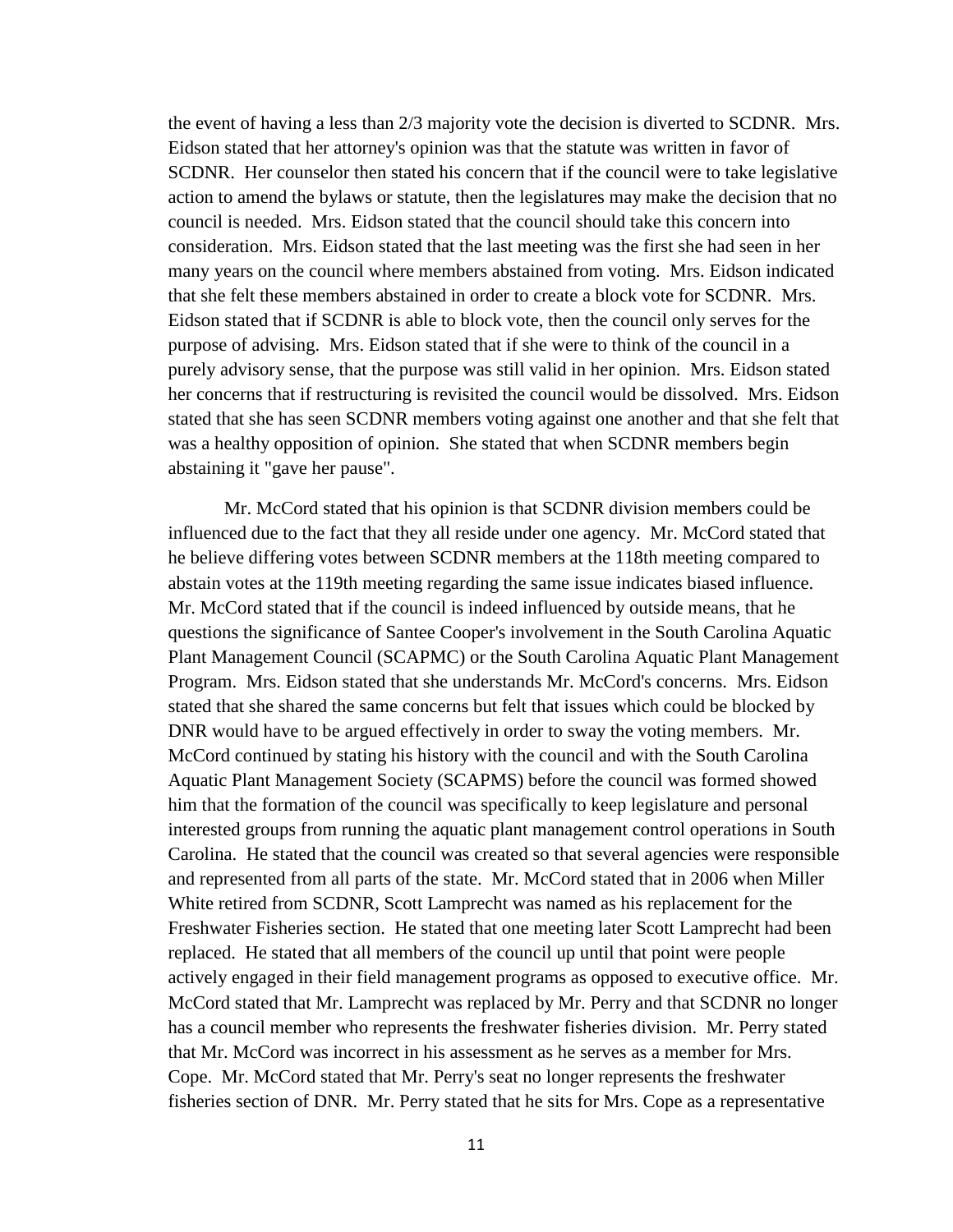the event of having a less than 2/3 majority vote the decision is diverted to SCDNR. Mrs. Eidson stated that her attorney's opinion was that the statute was written in favor of SCDNR. Her counselor then stated his concern that if the council were to take legislative action to amend the bylaws or statute, then the legislatures may make the decision that no council is needed. Mrs. Eidson stated that the council should take this concern into consideration. Mrs. Eidson stated that the last meeting was the first she had seen in her many years on the council where members abstained from voting. Mrs. Eidson indicated that she felt these members abstained in order to create a block vote for SCDNR. Mrs. Eidson stated that if SCDNR is able to block vote, then the council only serves for the purpose of advising. Mrs. Eidson stated that if she were to think of the council in a purely advisory sense, that the purpose was still valid in her opinion. Mrs. Eidson stated her concerns that if restructuring is revisited the council would be dissolved. Mrs. Eidson stated that she has seen SCDNR members voting against one another and that she felt that was a healthy opposition of opinion. She stated that when SCDNR members begin abstaining it "gave her pause".

Mr. McCord stated that his opinion is that SCDNR division members could be influenced due to the fact that they all reside under one agency. Mr. McCord stated that he believe differing votes between SCDNR members at the 118th meeting compared to abstain votes at the 119th meeting regarding the same issue indicates biased influence. Mr. McCord stated that if the council is indeed influenced by outside means, that he questions the significance of Santee Cooper's involvement in the South Carolina Aquatic Plant Management Council (SCAPMC) or the South Carolina Aquatic Plant Management Program. Mrs. Eidson stated that she understands Mr. McCord's concerns. Mrs. Eidson stated that she shared the same concerns but felt that issues which could be blocked by DNR would have to be argued effectively in order to sway the voting members. Mr. McCord continued by stating his history with the council and with the South Carolina Aquatic Plant Management Society (SCAPMS) before the council was formed showed him that the formation of the council was specifically to keep legislature and personal interested groups from running the aquatic plant management control operations in South Carolina. He stated that the council was created so that several agencies were responsible and represented from all parts of the state. Mr. McCord stated that in 2006 when Miller White retired from SCDNR, Scott Lamprecht was named as his replacement for the Freshwater Fisheries section. He stated that one meeting later Scott Lamprecht had been replaced. He stated that all members of the council up until that point were people actively engaged in their field management programs as opposed to executive office. Mr. McCord stated that Mr. Lamprecht was replaced by Mr. Perry and that SCDNR no longer has a council member who represents the freshwater fisheries division. Mr. Perry stated that Mr. McCord was incorrect in his assessment as he serves as a member for Mrs. Cope. Mr. McCord stated that Mr. Perry's seat no longer represents the freshwater fisheries section of DNR. Mr. Perry stated that he sits for Mrs. Cope as a representative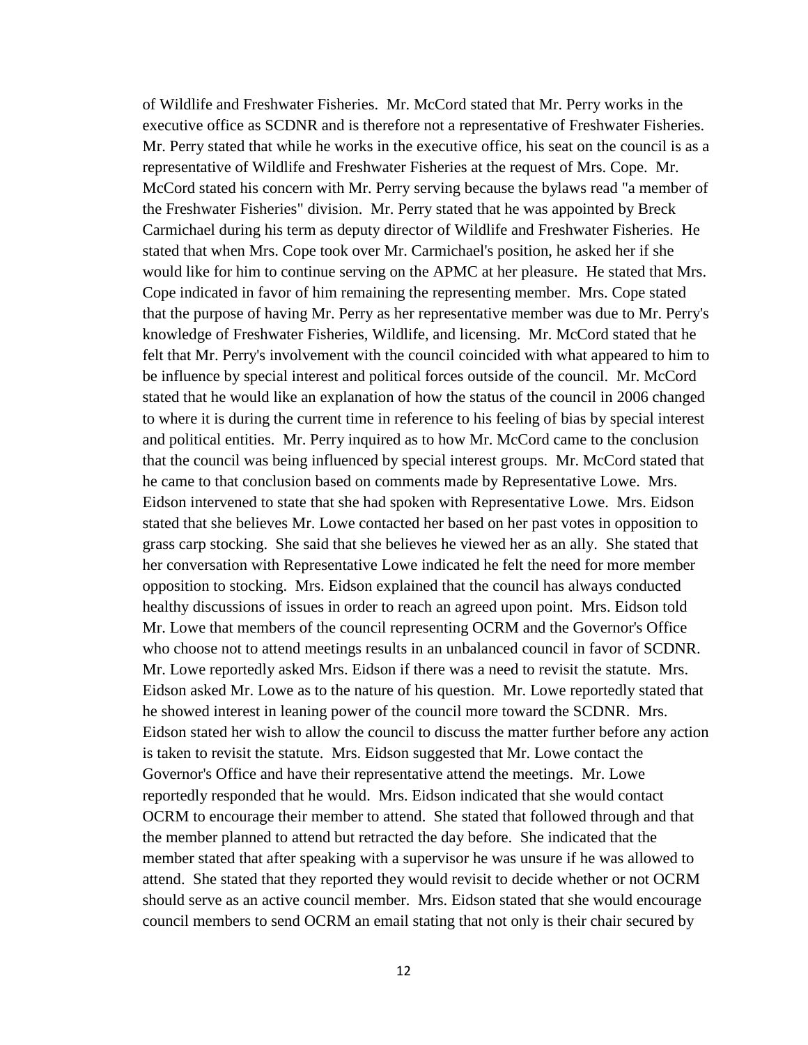of Wildlife and Freshwater Fisheries. Mr. McCord stated that Mr. Perry works in the executive office as SCDNR and is therefore not a representative of Freshwater Fisheries. Mr. Perry stated that while he works in the executive office, his seat on the council is as a representative of Wildlife and Freshwater Fisheries at the request of Mrs. Cope. Mr. McCord stated his concern with Mr. Perry serving because the bylaws read "a member of the Freshwater Fisheries" division. Mr. Perry stated that he was appointed by Breck Carmichael during his term as deputy director of Wildlife and Freshwater Fisheries. He stated that when Mrs. Cope took over Mr. Carmichael's position, he asked her if she would like for him to continue serving on the APMC at her pleasure. He stated that Mrs. Cope indicated in favor of him remaining the representing member. Mrs. Cope stated that the purpose of having Mr. Perry as her representative member was due to Mr. Perry's knowledge of Freshwater Fisheries, Wildlife, and licensing. Mr. McCord stated that he felt that Mr. Perry's involvement with the council coincided with what appeared to him to be influence by special interest and political forces outside of the council. Mr. McCord stated that he would like an explanation of how the status of the council in 2006 changed to where it is during the current time in reference to his feeling of bias by special interest and political entities. Mr. Perry inquired as to how Mr. McCord came to the conclusion that the council was being influenced by special interest groups. Mr. McCord stated that he came to that conclusion based on comments made by Representative Lowe. Mrs. Eidson intervened to state that she had spoken with Representative Lowe. Mrs. Eidson stated that she believes Mr. Lowe contacted her based on her past votes in opposition to grass carp stocking. She said that she believes he viewed her as an ally. She stated that her conversation with Representative Lowe indicated he felt the need for more member opposition to stocking. Mrs. Eidson explained that the council has always conducted healthy discussions of issues in order to reach an agreed upon point. Mrs. Eidson told Mr. Lowe that members of the council representing OCRM and the Governor's Office who choose not to attend meetings results in an unbalanced council in favor of SCDNR. Mr. Lowe reportedly asked Mrs. Eidson if there was a need to revisit the statute. Mrs. Eidson asked Mr. Lowe as to the nature of his question. Mr. Lowe reportedly stated that he showed interest in leaning power of the council more toward the SCDNR. Mrs. Eidson stated her wish to allow the council to discuss the matter further before any action is taken to revisit the statute. Mrs. Eidson suggested that Mr. Lowe contact the Governor's Office and have their representative attend the meetings. Mr. Lowe reportedly responded that he would. Mrs. Eidson indicated that she would contact OCRM to encourage their member to attend. She stated that followed through and that the member planned to attend but retracted the day before. She indicated that the member stated that after speaking with a supervisor he was unsure if he was allowed to attend. She stated that they reported they would revisit to decide whether or not OCRM should serve as an active council member. Mrs. Eidson stated that she would encourage council members to send OCRM an email stating that not only is their chair secured by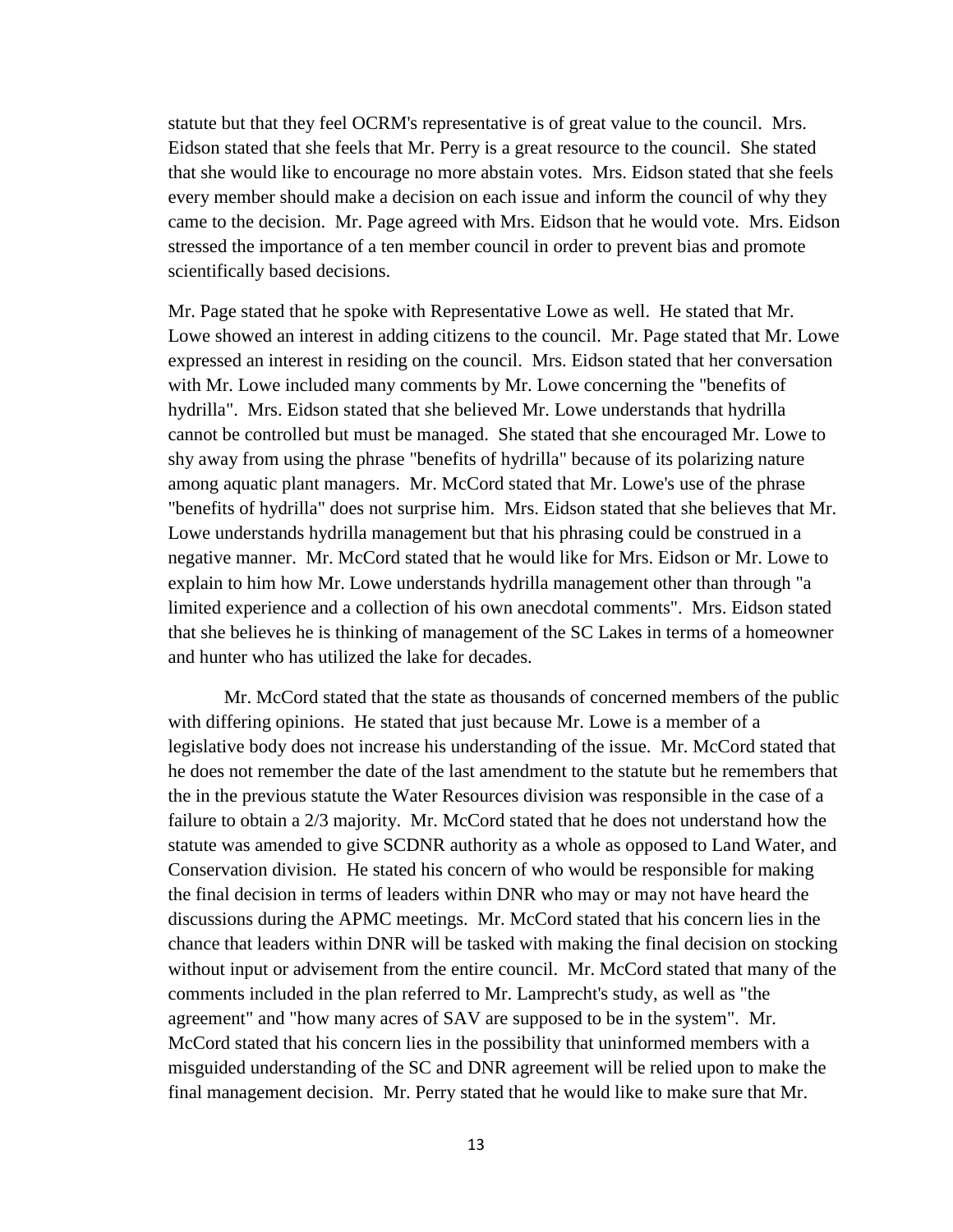statute but that they feel OCRM's representative is of great value to the council. Mrs. Eidson stated that she feels that Mr. Perry is a great resource to the council. She stated that she would like to encourage no more abstain votes. Mrs. Eidson stated that she feels every member should make a decision on each issue and inform the council of why they came to the decision. Mr. Page agreed with Mrs. Eidson that he would vote. Mrs. Eidson stressed the importance of a ten member council in order to prevent bias and promote scientifically based decisions.

Mr. Page stated that he spoke with Representative Lowe as well. He stated that Mr. Lowe showed an interest in adding citizens to the council. Mr. Page stated that Mr. Lowe expressed an interest in residing on the council. Mrs. Eidson stated that her conversation with Mr. Lowe included many comments by Mr. Lowe concerning the "benefits of hydrilla". Mrs. Eidson stated that she believed Mr. Lowe understands that hydrilla cannot be controlled but must be managed. She stated that she encouraged Mr. Lowe to shy away from using the phrase "benefits of hydrilla" because of its polarizing nature among aquatic plant managers. Mr. McCord stated that Mr. Lowe's use of the phrase "benefits of hydrilla" does not surprise him. Mrs. Eidson stated that she believes that Mr. Lowe understands hydrilla management but that his phrasing could be construed in a negative manner. Mr. McCord stated that he would like for Mrs. Eidson or Mr. Lowe to explain to him how Mr. Lowe understands hydrilla management other than through "a limited experience and a collection of his own anecdotal comments". Mrs. Eidson stated that she believes he is thinking of management of the SC Lakes in terms of a homeowner and hunter who has utilized the lake for decades.

Mr. McCord stated that the state as thousands of concerned members of the public with differing opinions. He stated that just because Mr. Lowe is a member of a legislative body does not increase his understanding of the issue. Mr. McCord stated that he does not remember the date of the last amendment to the statute but he remembers that the in the previous statute the Water Resources division was responsible in the case of a failure to obtain a 2/3 majority. Mr. McCord stated that he does not understand how the statute was amended to give SCDNR authority as a whole as opposed to Land Water, and Conservation division. He stated his concern of who would be responsible for making the final decision in terms of leaders within DNR who may or may not have heard the discussions during the APMC meetings. Mr. McCord stated that his concern lies in the chance that leaders within DNR will be tasked with making the final decision on stocking without input or advisement from the entire council. Mr. McCord stated that many of the comments included in the plan referred to Mr. Lamprecht's study, as well as "the agreement" and "how many acres of SAV are supposed to be in the system". Mr. McCord stated that his concern lies in the possibility that uninformed members with a misguided understanding of the SC and DNR agreement will be relied upon to make the final management decision. Mr. Perry stated that he would like to make sure that Mr.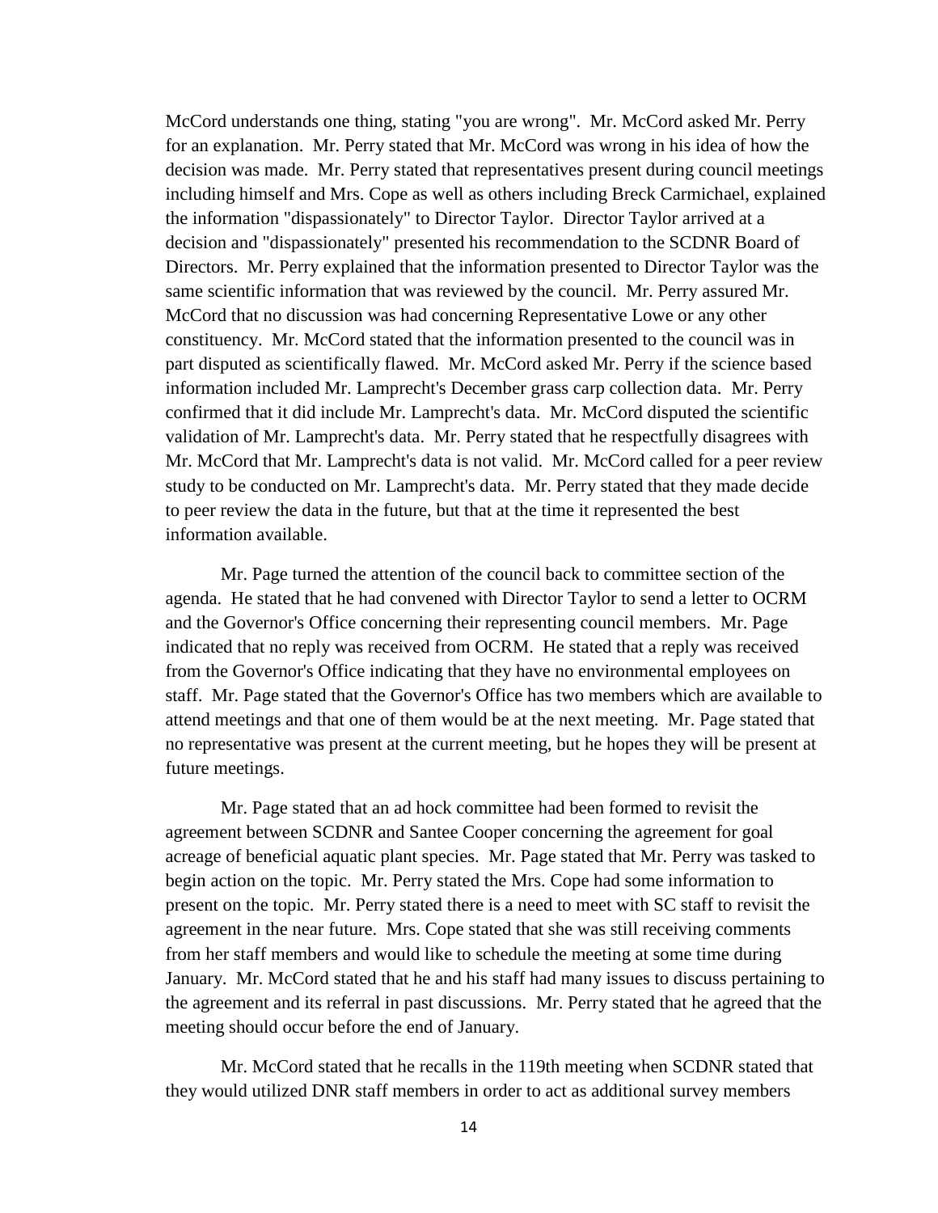McCord understands one thing, stating "you are wrong". Mr. McCord asked Mr. Perry for an explanation. Mr. Perry stated that Mr. McCord was wrong in his idea of how the decision was made. Mr. Perry stated that representatives present during council meetings including himself and Mrs. Cope as well as others including Breck Carmichael, explained the information "dispassionately" to Director Taylor. Director Taylor arrived at a decision and "dispassionately" presented his recommendation to the SCDNR Board of Directors. Mr. Perry explained that the information presented to Director Taylor was the same scientific information that was reviewed by the council. Mr. Perry assured Mr. McCord that no discussion was had concerning Representative Lowe or any other constituency. Mr. McCord stated that the information presented to the council was in part disputed as scientifically flawed. Mr. McCord asked Mr. Perry if the science based information included Mr. Lamprecht's December grass carp collection data. Mr. Perry confirmed that it did include Mr. Lamprecht's data. Mr. McCord disputed the scientific validation of Mr. Lamprecht's data. Mr. Perry stated that he respectfully disagrees with Mr. McCord that Mr. Lamprecht's data is not valid. Mr. McCord called for a peer review study to be conducted on Mr. Lamprecht's data. Mr. Perry stated that they made decide to peer review the data in the future, but that at the time it represented the best information available.

Mr. Page turned the attention of the council back to committee section of the agenda. He stated that he had convened with Director Taylor to send a letter to OCRM and the Governor's Office concerning their representing council members. Mr. Page indicated that no reply was received from OCRM. He stated that a reply was received from the Governor's Office indicating that they have no environmental employees on staff. Mr. Page stated that the Governor's Office has two members which are available to attend meetings and that one of them would be at the next meeting. Mr. Page stated that no representative was present at the current meeting, but he hopes they will be present at future meetings.

Mr. Page stated that an ad hock committee had been formed to revisit the agreement between SCDNR and Santee Cooper concerning the agreement for goal acreage of beneficial aquatic plant species. Mr. Page stated that Mr. Perry was tasked to begin action on the topic. Mr. Perry stated the Mrs. Cope had some information to present on the topic. Mr. Perry stated there is a need to meet with SC staff to revisit the agreement in the near future. Mrs. Cope stated that she was still receiving comments from her staff members and would like to schedule the meeting at some time during January. Mr. McCord stated that he and his staff had many issues to discuss pertaining to the agreement and its referral in past discussions. Mr. Perry stated that he agreed that the meeting should occur before the end of January.

Mr. McCord stated that he recalls in the 119th meeting when SCDNR stated that they would utilized DNR staff members in order to act as additional survey members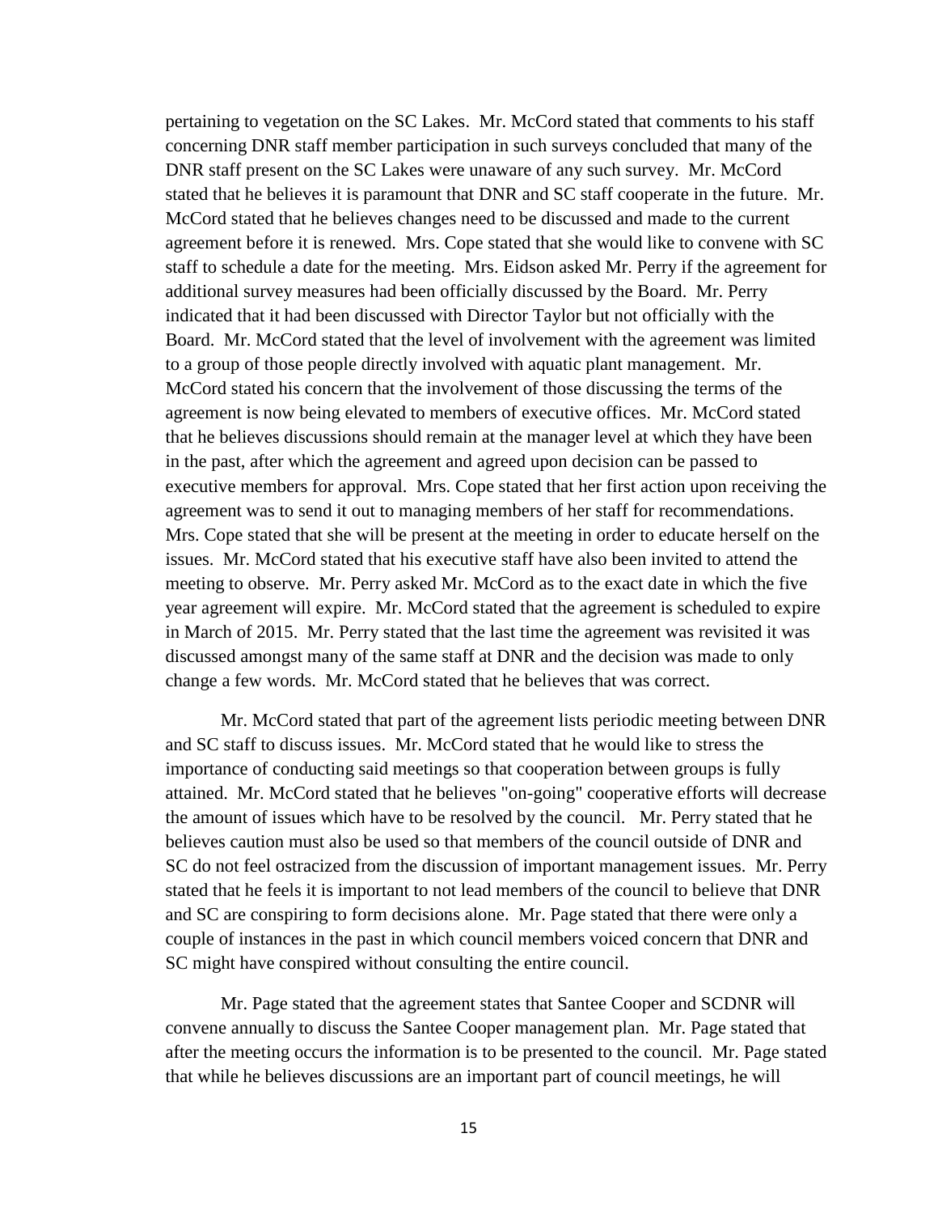pertaining to vegetation on the SC Lakes. Mr. McCord stated that comments to his staff concerning DNR staff member participation in such surveys concluded that many of the DNR staff present on the SC Lakes were unaware of any such survey. Mr. McCord stated that he believes it is paramount that DNR and SC staff cooperate in the future. Mr. McCord stated that he believes changes need to be discussed and made to the current agreement before it is renewed. Mrs. Cope stated that she would like to convene with SC staff to schedule a date for the meeting. Mrs. Eidson asked Mr. Perry if the agreement for additional survey measures had been officially discussed by the Board. Mr. Perry indicated that it had been discussed with Director Taylor but not officially with the Board. Mr. McCord stated that the level of involvement with the agreement was limited to a group of those people directly involved with aquatic plant management. Mr. McCord stated his concern that the involvement of those discussing the terms of the agreement is now being elevated to members of executive offices. Mr. McCord stated that he believes discussions should remain at the manager level at which they have been in the past, after which the agreement and agreed upon decision can be passed to executive members for approval. Mrs. Cope stated that her first action upon receiving the agreement was to send it out to managing members of her staff for recommendations. Mrs. Cope stated that she will be present at the meeting in order to educate herself on the issues. Mr. McCord stated that his executive staff have also been invited to attend the meeting to observe. Mr. Perry asked Mr. McCord as to the exact date in which the five year agreement will expire. Mr. McCord stated that the agreement is scheduled to expire in March of 2015. Mr. Perry stated that the last time the agreement was revisited it was discussed amongst many of the same staff at DNR and the decision was made to only change a few words. Mr. McCord stated that he believes that was correct.

Mr. McCord stated that part of the agreement lists periodic meeting between DNR and SC staff to discuss issues. Mr. McCord stated that he would like to stress the importance of conducting said meetings so that cooperation between groups is fully attained. Mr. McCord stated that he believes "on-going" cooperative efforts will decrease the amount of issues which have to be resolved by the council. Mr. Perry stated that he believes caution must also be used so that members of the council outside of DNR and SC do not feel ostracized from the discussion of important management issues. Mr. Perry stated that he feels it is important to not lead members of the council to believe that DNR and SC are conspiring to form decisions alone. Mr. Page stated that there were only a couple of instances in the past in which council members voiced concern that DNR and SC might have conspired without consulting the entire council.

Mr. Page stated that the agreement states that Santee Cooper and SCDNR will convene annually to discuss the Santee Cooper management plan. Mr. Page stated that after the meeting occurs the information is to be presented to the council. Mr. Page stated that while he believes discussions are an important part of council meetings, he will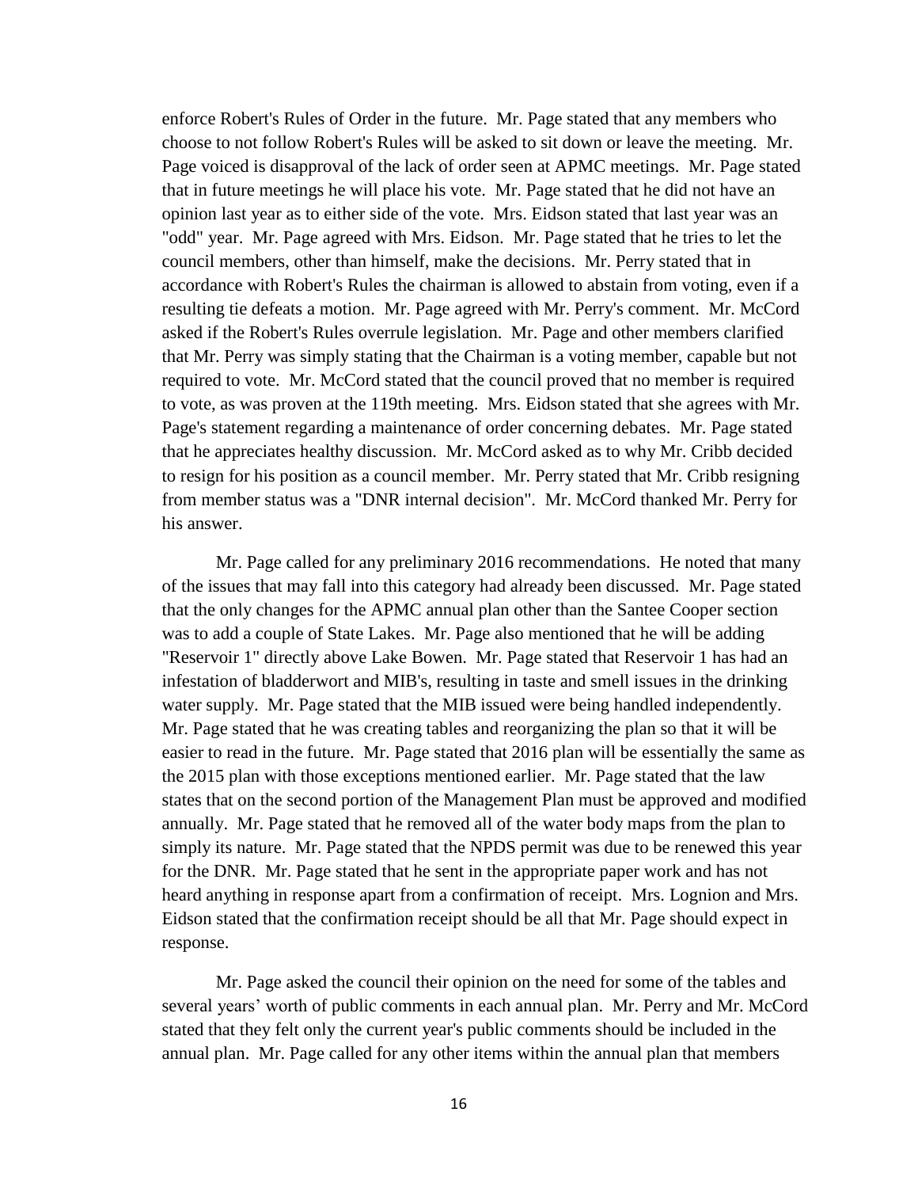enforce Robert's Rules of Order in the future. Mr. Page stated that any members who choose to not follow Robert's Rules will be asked to sit down or leave the meeting. Mr. Page voiced is disapproval of the lack of order seen at APMC meetings. Mr. Page stated that in future meetings he will place his vote. Mr. Page stated that he did not have an opinion last year as to either side of the vote. Mrs. Eidson stated that last year was an "odd" year. Mr. Page agreed with Mrs. Eidson. Mr. Page stated that he tries to let the council members, other than himself, make the decisions. Mr. Perry stated that in accordance with Robert's Rules the chairman is allowed to abstain from voting, even if a resulting tie defeats a motion. Mr. Page agreed with Mr. Perry's comment. Mr. McCord asked if the Robert's Rules overrule legislation. Mr. Page and other members clarified that Mr. Perry was simply stating that the Chairman is a voting member, capable but not required to vote. Mr. McCord stated that the council proved that no member is required to vote, as was proven at the 119th meeting. Mrs. Eidson stated that she agrees with Mr. Page's statement regarding a maintenance of order concerning debates. Mr. Page stated that he appreciates healthy discussion. Mr. McCord asked as to why Mr. Cribb decided to resign for his position as a council member. Mr. Perry stated that Mr. Cribb resigning from member status was a "DNR internal decision". Mr. McCord thanked Mr. Perry for his answer.

Mr. Page called for any preliminary 2016 recommendations. He noted that many of the issues that may fall into this category had already been discussed. Mr. Page stated that the only changes for the APMC annual plan other than the Santee Cooper section was to add a couple of State Lakes. Mr. Page also mentioned that he will be adding "Reservoir 1" directly above Lake Bowen. Mr. Page stated that Reservoir 1 has had an infestation of bladderwort and MIB's, resulting in taste and smell issues in the drinking water supply. Mr. Page stated that the MIB issued were being handled independently. Mr. Page stated that he was creating tables and reorganizing the plan so that it will be easier to read in the future. Mr. Page stated that 2016 plan will be essentially the same as the 2015 plan with those exceptions mentioned earlier. Mr. Page stated that the law states that on the second portion of the Management Plan must be approved and modified annually. Mr. Page stated that he removed all of the water body maps from the plan to simply its nature. Mr. Page stated that the NPDS permit was due to be renewed this year for the DNR. Mr. Page stated that he sent in the appropriate paper work and has not heard anything in response apart from a confirmation of receipt. Mrs. Lognion and Mrs. Eidson stated that the confirmation receipt should be all that Mr. Page should expect in response.

Mr. Page asked the council their opinion on the need for some of the tables and several years' worth of public comments in each annual plan. Mr. Perry and Mr. McCord stated that they felt only the current year's public comments should be included in the annual plan. Mr. Page called for any other items within the annual plan that members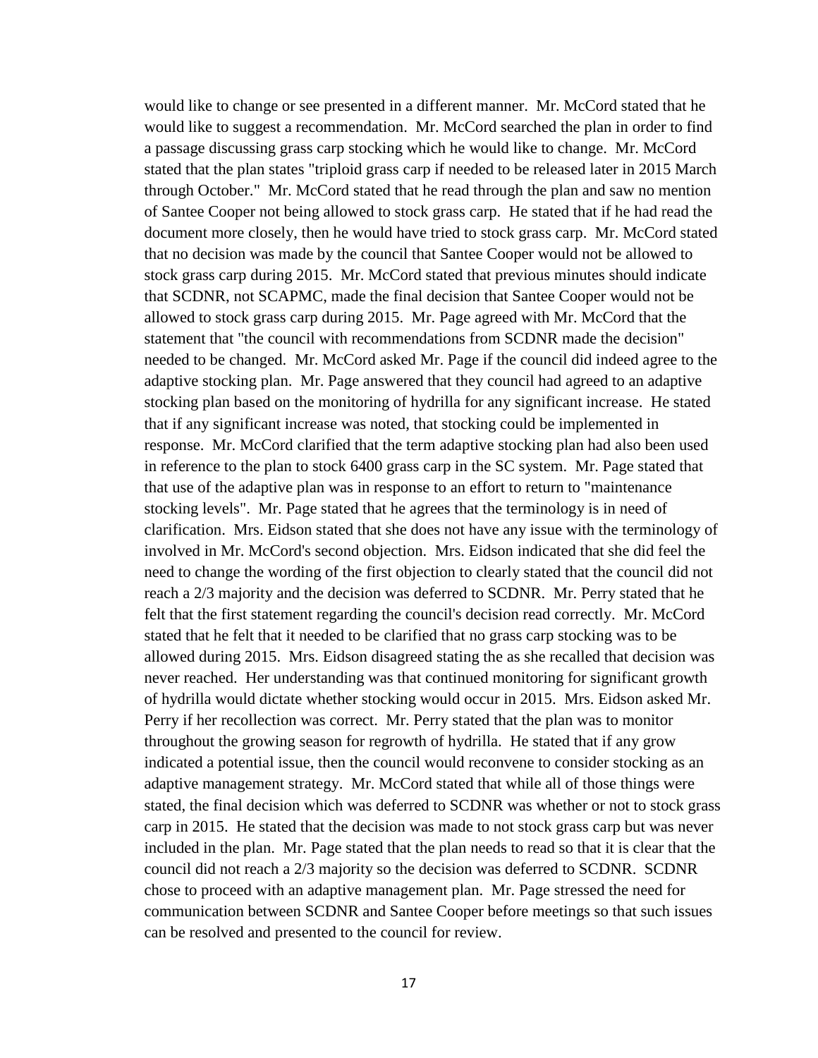would like to change or see presented in a different manner. Mr. McCord stated that he would like to suggest a recommendation. Mr. McCord searched the plan in order to find a passage discussing grass carp stocking which he would like to change. Mr. McCord stated that the plan states "triploid grass carp if needed to be released later in 2015 March through October." Mr. McCord stated that he read through the plan and saw no mention of Santee Cooper not being allowed to stock grass carp. He stated that if he had read the document more closely, then he would have tried to stock grass carp. Mr. McCord stated that no decision was made by the council that Santee Cooper would not be allowed to stock grass carp during 2015. Mr. McCord stated that previous minutes should indicate that SCDNR, not SCAPMC, made the final decision that Santee Cooper would not be allowed to stock grass carp during 2015. Mr. Page agreed with Mr. McCord that the statement that "the council with recommendations from SCDNR made the decision" needed to be changed. Mr. McCord asked Mr. Page if the council did indeed agree to the adaptive stocking plan. Mr. Page answered that they council had agreed to an adaptive stocking plan based on the monitoring of hydrilla for any significant increase. He stated that if any significant increase was noted, that stocking could be implemented in response. Mr. McCord clarified that the term adaptive stocking plan had also been used in reference to the plan to stock 6400 grass carp in the SC system. Mr. Page stated that that use of the adaptive plan was in response to an effort to return to "maintenance stocking levels". Mr. Page stated that he agrees that the terminology is in need of clarification. Mrs. Eidson stated that she does not have any issue with the terminology of involved in Mr. McCord's second objection. Mrs. Eidson indicated that she did feel the need to change the wording of the first objection to clearly stated that the council did not reach a 2/3 majority and the decision was deferred to SCDNR. Mr. Perry stated that he felt that the first statement regarding the council's decision read correctly. Mr. McCord stated that he felt that it needed to be clarified that no grass carp stocking was to be allowed during 2015. Mrs. Eidson disagreed stating the as she recalled that decision was never reached. Her understanding was that continued monitoring for significant growth of hydrilla would dictate whether stocking would occur in 2015. Mrs. Eidson asked Mr. Perry if her recollection was correct. Mr. Perry stated that the plan was to monitor throughout the growing season for regrowth of hydrilla. He stated that if any grow indicated a potential issue, then the council would reconvene to consider stocking as an adaptive management strategy. Mr. McCord stated that while all of those things were stated, the final decision which was deferred to SCDNR was whether or not to stock grass carp in 2015. He stated that the decision was made to not stock grass carp but was never included in the plan. Mr. Page stated that the plan needs to read so that it is clear that the council did not reach a 2/3 majority so the decision was deferred to SCDNR. SCDNR chose to proceed with an adaptive management plan. Mr. Page stressed the need for communication between SCDNR and Santee Cooper before meetings so that such issues can be resolved and presented to the council for review.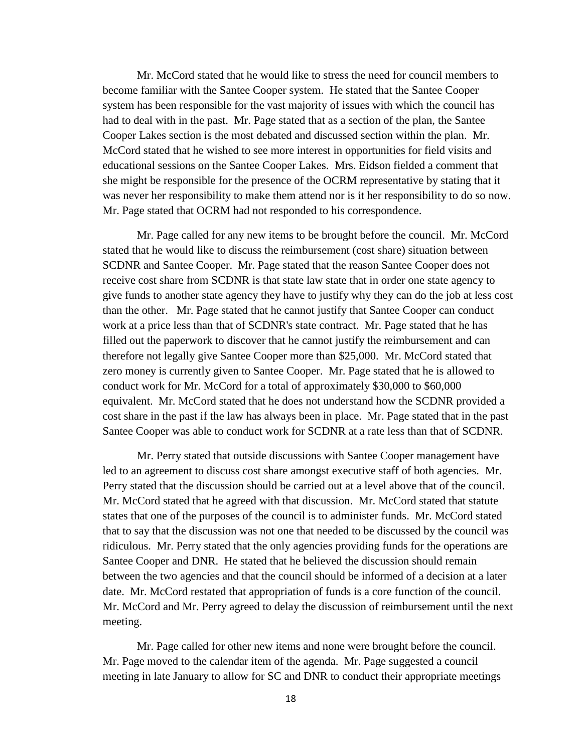Mr. McCord stated that he would like to stress the need for council members to become familiar with the Santee Cooper system. He stated that the Santee Cooper system has been responsible for the vast majority of issues with which the council has had to deal with in the past. Mr. Page stated that as a section of the plan, the Santee Cooper Lakes section is the most debated and discussed section within the plan. Mr. McCord stated that he wished to see more interest in opportunities for field visits and educational sessions on the Santee Cooper Lakes. Mrs. Eidson fielded a comment that she might be responsible for the presence of the OCRM representative by stating that it was never her responsibility to make them attend nor is it her responsibility to do so now. Mr. Page stated that OCRM had not responded to his correspondence.

Mr. Page called for any new items to be brought before the council. Mr. McCord stated that he would like to discuss the reimbursement (cost share) situation between SCDNR and Santee Cooper. Mr. Page stated that the reason Santee Cooper does not receive cost share from SCDNR is that state law state that in order one state agency to give funds to another state agency they have to justify why they can do the job at less cost than the other. Mr. Page stated that he cannot justify that Santee Cooper can conduct work at a price less than that of SCDNR's state contract. Mr. Page stated that he has filled out the paperwork to discover that he cannot justify the reimbursement and can therefore not legally give Santee Cooper more than $25,000. Mr. McCord stated that zero money is currently given to Santee Cooper. Mr. Page stated that he is allowed to conduct work for Mr. McCord for a total of approximately $30,000 to $60,000 equivalent. Mr. McCord stated that he does not understand how the SCDNR provided a cost share in the past if the law has always been in place. Mr. Page stated that in the past Santee Cooper was able to conduct work for SCDNR at a rate less than that of SCDNR.

Mr. Perry stated that outside discussions with Santee Cooper management have led to an agreement to discuss cost share amongst executive staff of both agencies. Mr. Perry stated that the discussion should be carried out at a level above that of the council. Mr. McCord stated that he agreed with that discussion. Mr. McCord stated that statute states that one of the purposes of the council is to administer funds. Mr. McCord stated that to say that the discussion was not one that needed to be discussed by the council was ridiculous. Mr. Perry stated that the only agencies providing funds for the operations are Santee Cooper and DNR. He stated that he believed the discussion should remain between the two agencies and that the council should be informed of a decision at a later date. Mr. McCord restated that appropriation of funds is a core function of the council. Mr. McCord and Mr. Perry agreed to delay the discussion of reimbursement until the next meeting.

Mr. Page called for other new items and none were brought before the council. Mr. Page moved to the calendar item of the agenda. Mr. Page suggested a council meeting in late January to allow for SC and DNR to conduct their appropriate meetings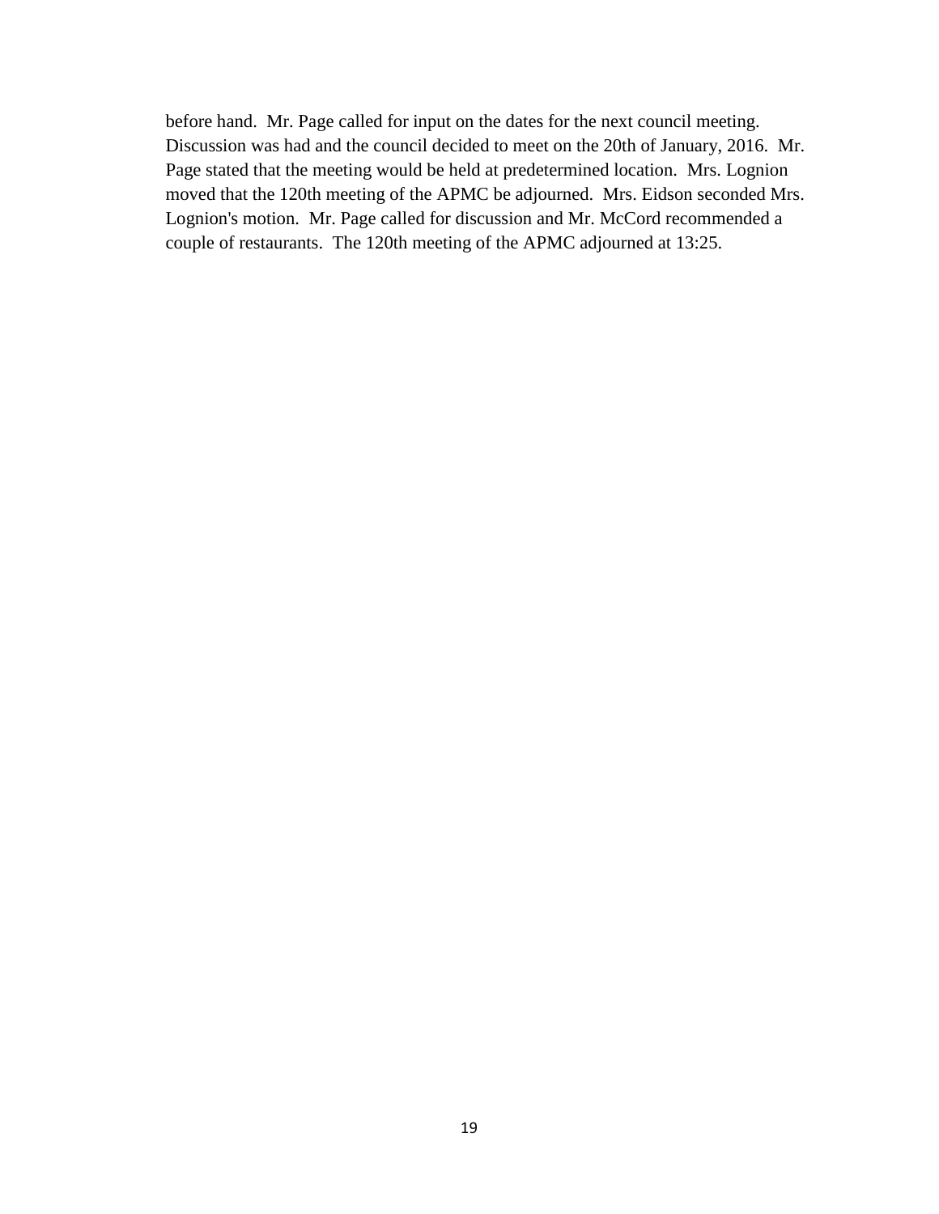before hand. Mr. Page called for input on the dates for the next council meeting. Discussion was had and the council decided to meet on the 20th of January, 2016. Mr. Page stated that the meeting would be held at predetermined location. Mrs. Lognion moved that the 120th meeting of the APMC be adjourned. Mrs. Eidson seconded Mrs. Lognion's motion. Mr. Page called for discussion and Mr. McCord recommended a couple of restaurants. The 120th meeting of the APMC adjourned at 13:25.